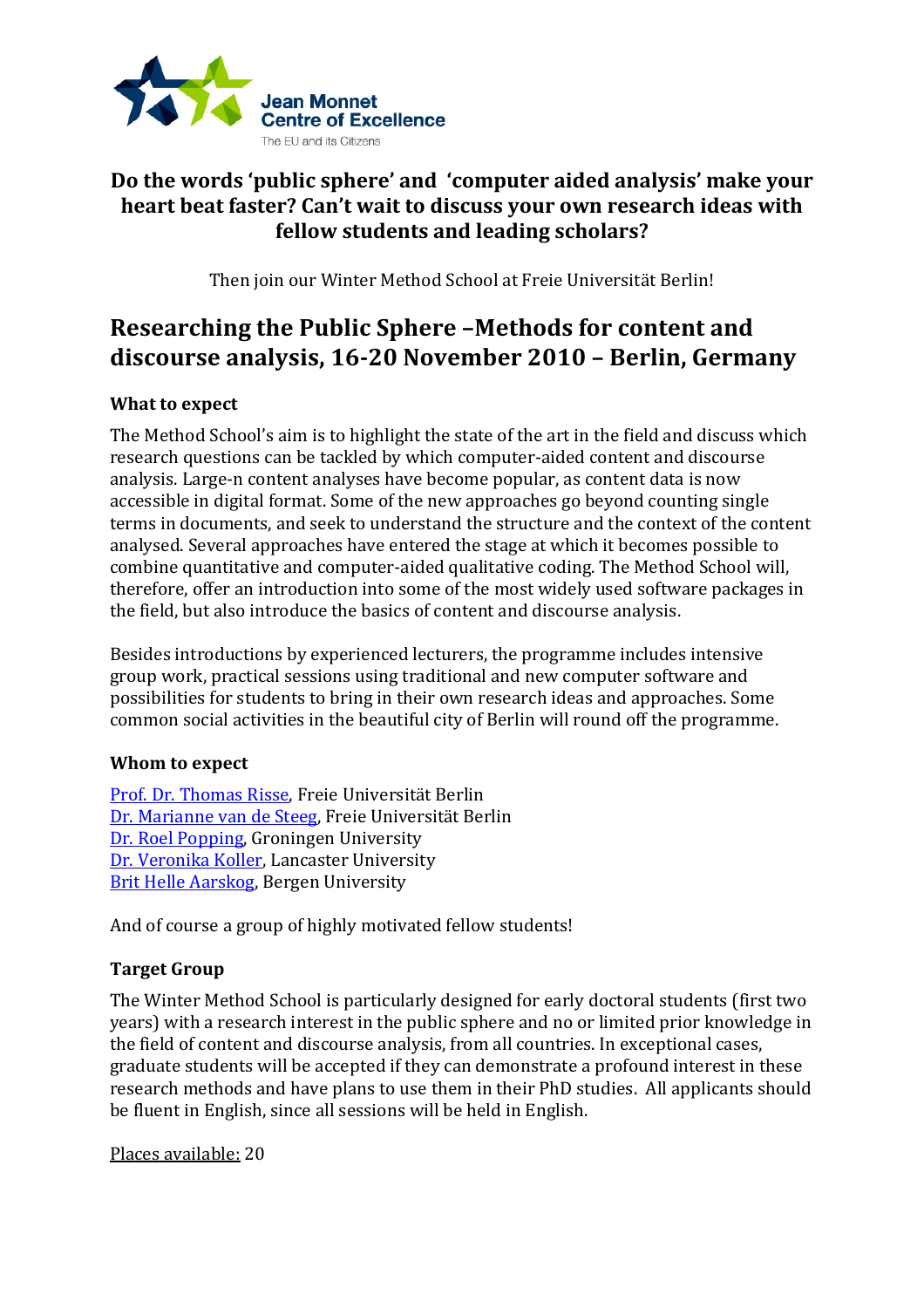**Jean Monnet Centre of Excellence**
The EU and its Citizens

### Do the words 'public sphere' and 'computer aided analysis' make your heart beat faster? Can't wait to discuss your own research ideas with fellow students and leading scholars?

Then join our Winter Method School at Freie Universität Berlin!

# Researching the Public Sphere –Methods for content and discourse analysis, 16-20 November 2010 – Berlin, Germany

### What to expect

The Method School's aim is to highlight the state of the art in the field and discuss which research questions can be tackled by which computer-aided content and discourse analysis. Large-n content analyses have become popular, as content data is now accessible in digital format. Some of the new approaches go beyond counting single terms in documents, and seek to understand the structure and the context of the content analysed. Several approaches have entered the stage at which it becomes possible to combine quantitative and computer-aided qualitative coding. The Method School will, therefore, offer an introduction into some of the most widely used software packages in the field, but also introduce the basics of content and discourse analysis.

Besides introductions by experienced lecturers, the programme includes intensive group work, practical sessions using traditional and new computer software and possibilities for students to bring in their own research ideas and approaches. Some common social activities in the beautiful city of Berlin will round off the programme.

### Whom to expect

Prof. Dr. Thomas Risse, Freie Universität Berlin
Dr. Marianne van de Steeg, Freie Universität Berlin
Dr. Roel Popping, Groningen University
Dr. Veronika Koller, Lancaster University
Brit Helle Aarskog, Bergen University

And of course a group of highly motivated fellow students!

### Target Group

The Winter Method School is particularly designed for early doctoral students (first two years) with a research interest in the public sphere and no or limited prior knowledge in the field of content and discourse analysis, from all countries. In exceptional cases, graduate students will be accepted if they can demonstrate a profound interest in these research methods and have plans to use them in their PhD studies. All applicants should be fluent in English, since all sessions will be held in English.

Places available: 20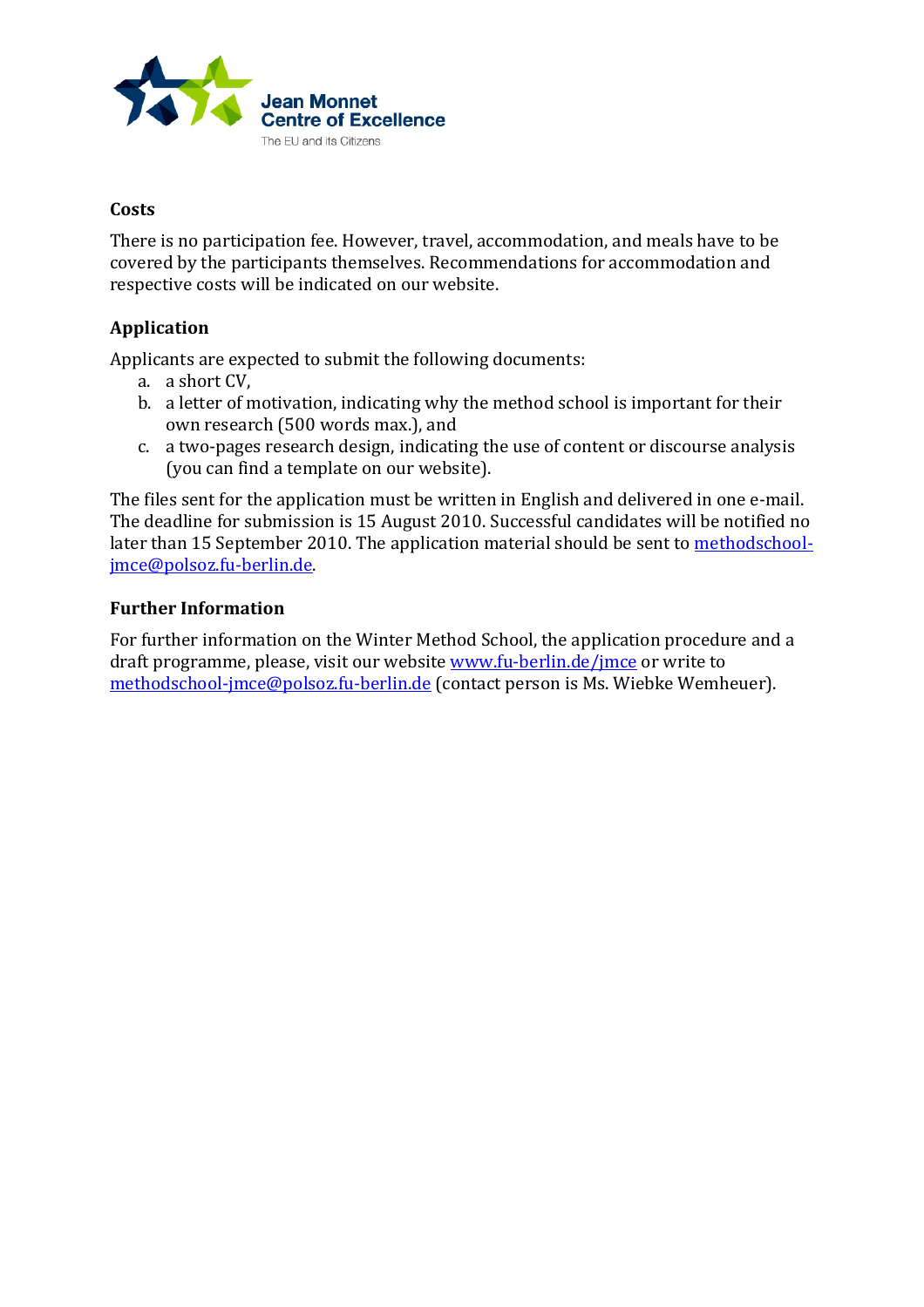## Costs

There is no participation fee. However, travel, accommodation, and meals have to be covered by the participants themselves. Recommendations for accommodation and respective costs will be indicated on our website.

## Application

Applicants are expected to submit the following documents:

a. a short CV,
b. a letter of motivation, indicating why the method school is important for their own research (500 words max.), and
c. a two-pages research design, indicating the use of content or discourse analysis (you can find a template on our website).

The files sent for the application must be written in English and delivered in one e-mail. The deadline for submission is 15 August 2010. Successful candidates will be notified no later than 15 September 2010. The application material should be sent to methodschool-jmce@polsoz.fu-berlin.de.

## Further Information

For further information on the Winter Method School, the application procedure and a draft programme, please, visit our website www.fu-berlin.de/jmce or write to methodschool-jmce@polsoz.fu-berlin.de (contact person is Ms. Wiebke Wemheuer).